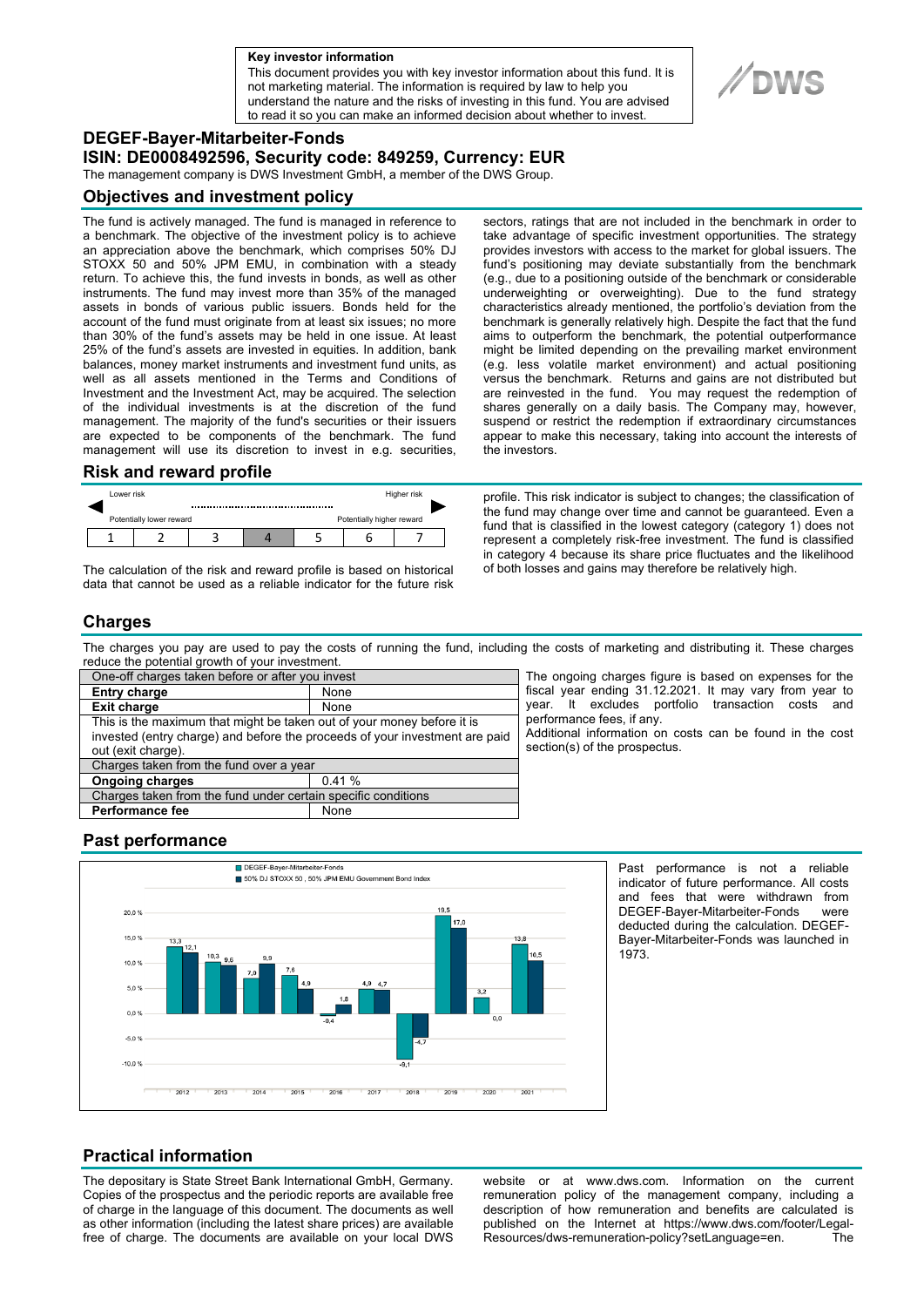**Key investor information**

This document provides you with key investor information about this fund. It is not marketing material. The information is required by law to help you understand the nature and the risks of investing in this fund. You are advised to read it so you can make an informed decision about whether to invest.

# DEGEF-Bayer-Mitarbeiter-Fonds

## ISIN: DE0008492596, Security code: 849259, Currency: EUR

The management company is DWS Investment GmbH, a member of the DWS Group.

## Objectives and investment policy

The fund is actively managed. The fund is managed in reference to a benchmark. The objective of the investment policy is to achieve an appreciation above the benchmark, which comprises 50% DJ STOXX 50 and 50% JPM EMU, in combination with a steady return. To achieve this, the fund invests in bonds, as well as other instruments. The fund may invest more than 35% of the managed assets in bonds of various public issuers. Bonds held for the account of the fund must originate from at least six issues; no more than 30% of the fund's assets may be held in one issue. At least 25% of the fund's assets are invested in equities. In addition, bank balances, money market instruments and investment fund units, as well as all assets mentioned in the Terms and Conditions of Investment and the Investment Act, may be acquired. The selection of the individual investments is at the discretion of the fund management. The majority of the fund's securities or their issuers are expected to be components of the benchmark. The fund management will use its discretion to invest in e.g. securities, sectors, ratings that are not included in the benchmark in order to take advantage of specific investment opportunities. The strategy provides investors with access to the market for global issuers. The fund's positioning may deviate substantially from the benchmark (e.g., due to a positioning outside of the benchmark or considerable underweighting or overweighting). Due to the fund strategy characteristics already mentioned, the portfolio's deviation from the benchmark is generally relatively high. Despite the fact that the fund aims to outperform the benchmark, the potential outperformance might be limited depending on the prevailing market environment (e.g. less volatile market environment) and actual positioning versus the benchmark. Returns and gains are not distributed but are reinvested in the fund. You may request the redemption of shares generally on a daily basis. The Company may, however, suspend or restrict the redemption if extraordinary circumstances appear to make this necessary, taking into account the interests of the investors.

## Risk and reward profile

| Lower risk | | | | | | Higher risk |
|---|---|---|---|---|---|---|
| Potentially lower reward | | | | | | Potentially higher reward |
| 1 | 2 | 3 | **4** | 5 | 6 | 7 |

The calculation of the risk and reward profile is based on historical data that cannot be used as a reliable indicator for the future risk profile. This risk indicator is subject to changes; the classification of the fund may change over time and cannot be guaranteed. Even a fund that is classified in the lowest category (category 1) does not represent a completely risk-free investment. The fund is classified in category 4 because its share price fluctuates and the likelihood of both losses and gains may therefore be relatively high.

## Charges

The charges you pay are used to pay the costs of running the fund, including the costs of marketing and distributing it. These charges reduce the potential growth of your investment.

| One-off charges taken before or after you invest | |
|---|---|
| **Entry charge** | None |
| **Exit charge** | None |
| This is the maximum that might be taken out of your money before it is invested (entry charge) and before the proceeds of your investment are paid out (exit charge). | |
| Charges taken from the fund over a year | |
| **Ongoing charges** | 0.41 % |
| Charges taken from the fund under certain specific conditions | |
| **Performance fee** | None |

The ongoing charges figure is based on expenses for the fiscal year ending 31.12.2021. It may vary from year to year. It excludes portfolio transaction costs and performance fees, if any.
Additional information on costs can be found in the cost section(s) of the prospectus.

## Past performance

| Year | DEGEF-Bayer-Mitarbeiter-Fonds | 50% DJ STOXX 50 , 50% JPM EMU Government Bond Index |
|---|---|---|
| 2012 | 13,3 | 12,1 |
| 2013 | 10,3 | 9,6 |
| 2014 | 7,0 | 9,9 |
| 2015 | 7,6 | 4,9 |
| 2016 | -0,4 | 1,8 |
| 2017 | 4,9 | 4,7 |
| 2018 | -9,1 | -4,7 |
| 2019 | 19,5 | 17,0 |
| 2020 | 3,2 | 0,0 |
| 2021 | 13,8 | 10,5 |

Past performance is not a reliable indicator of future performance. All costs and fees that were withdrawn from DEGEF-Bayer-Mitarbeiter-Fonds were deducted during the calculation. DEGEF-Bayer-Mitarbeiter-Fonds was launched in 1973.

## Practical information

The depositary is State Street Bank International GmbH, Germany. Copies of the prospectus and the periodic reports are available free of charge in the language of this document. The documents as well as other information (including the latest share prices) are available free of charge. The documents are available on your local DWS website or at www.dws.com. Information on the current remuneration policy of the management company, including a description of how remuneration and benefits are calculated is published on the Internet at https://www.dws.com/footer/Legal-Resources/dws-remuneration-policy?setLanguage=en. The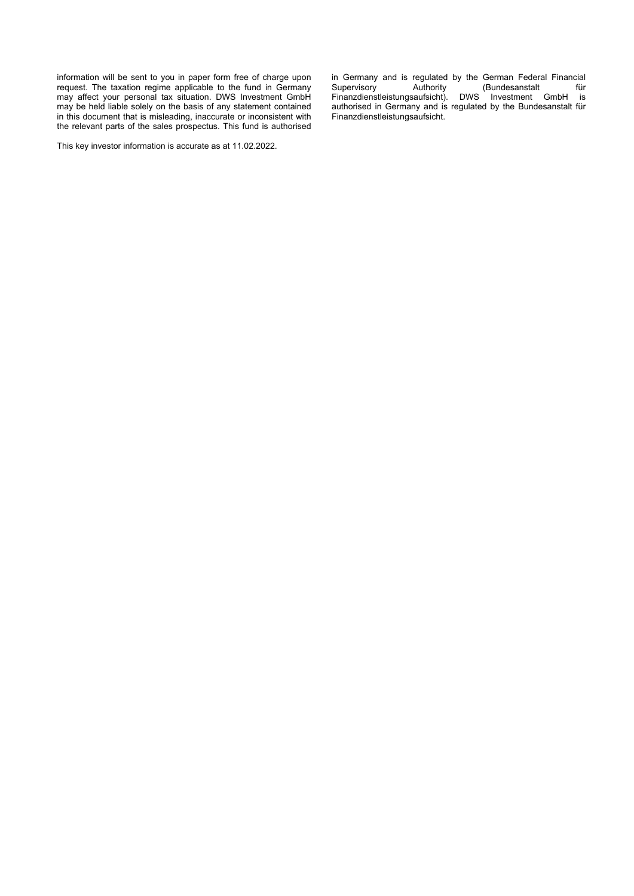information will be sent to you in paper form free of charge upon request. The taxation regime applicable to the fund in Germany may affect your personal tax situation. DWS Investment GmbH may be held liable solely on the basis of any statement contained in this document that is misleading, inaccurate or inconsistent with the relevant parts of the sales prospectus. This fund is authorised in Germany and is regulated by the German Federal Financial Supervisory Authority (Bundesanstalt für Finanzdienstleistungsaufsicht). DWS Investment GmbH is authorised in Germany and is regulated by the Bundesanstalt für Finanzdienstleistungsaufsicht.

This key investor information is accurate as at 11.02.2022.